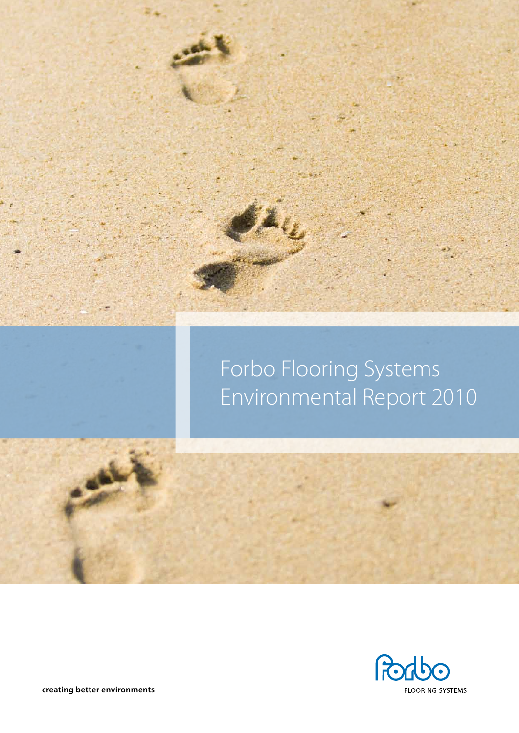# Forbo Flooring Systems Environmental Report 2010

forbo FLOORING SYSTEMS

**creating better environments**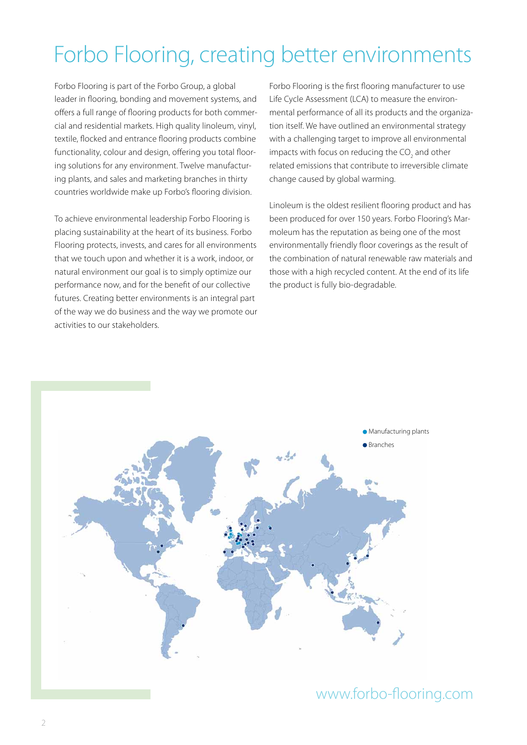# Forbo Flooring, creating better environments

Forbo Flooring is part of the Forbo Group, a global leader in flooring, bonding and movement systems, and offers a full range of flooring products for both commercial and residential markets. High quality linoleum, vinyl, textile, flocked and entrance flooring products combine functionality, colour and design, offering you total flooring solutions for any environment. Twelve manufacturing plants, and sales and marketing branches in thirty countries worldwide make up Forbo's flooring division.

To achieve environmental leadership Forbo Flooring is placing sustainability at the heart of its business. Forbo Flooring protects, invests, and cares for all environments that we touch upon and whether it is a work, indoor, or natural environment our goal is to simply optimize our performance now, and for the benefit of our collective futures. Creating better environments is an integral part of the way we do business and the way we promote our activities to our stakeholders.

Forbo Flooring is the first flooring manufacturer to use Life Cycle Assessment (LCA) to measure the environmental performance of all its products and the organization itself. We have outlined an environmental strategy with a challenging target to improve all environmental impacts with focus on reducing the $CO_2$ and other related emissions that contribute to irreversible climate change caused by global warming.

Linoleum is the oldest resilient flooring product and has been produced for over 150 years. Forbo Flooring's Marmoleum has the reputation as being one of the most environmentally friendly floor coverings as the result of the combination of natural renewable raw materials and those with a high recycled content. At the end of its life the product is fully bio-degradable.

- Manufacturing plants
- Branches

www.forbo-flooring.com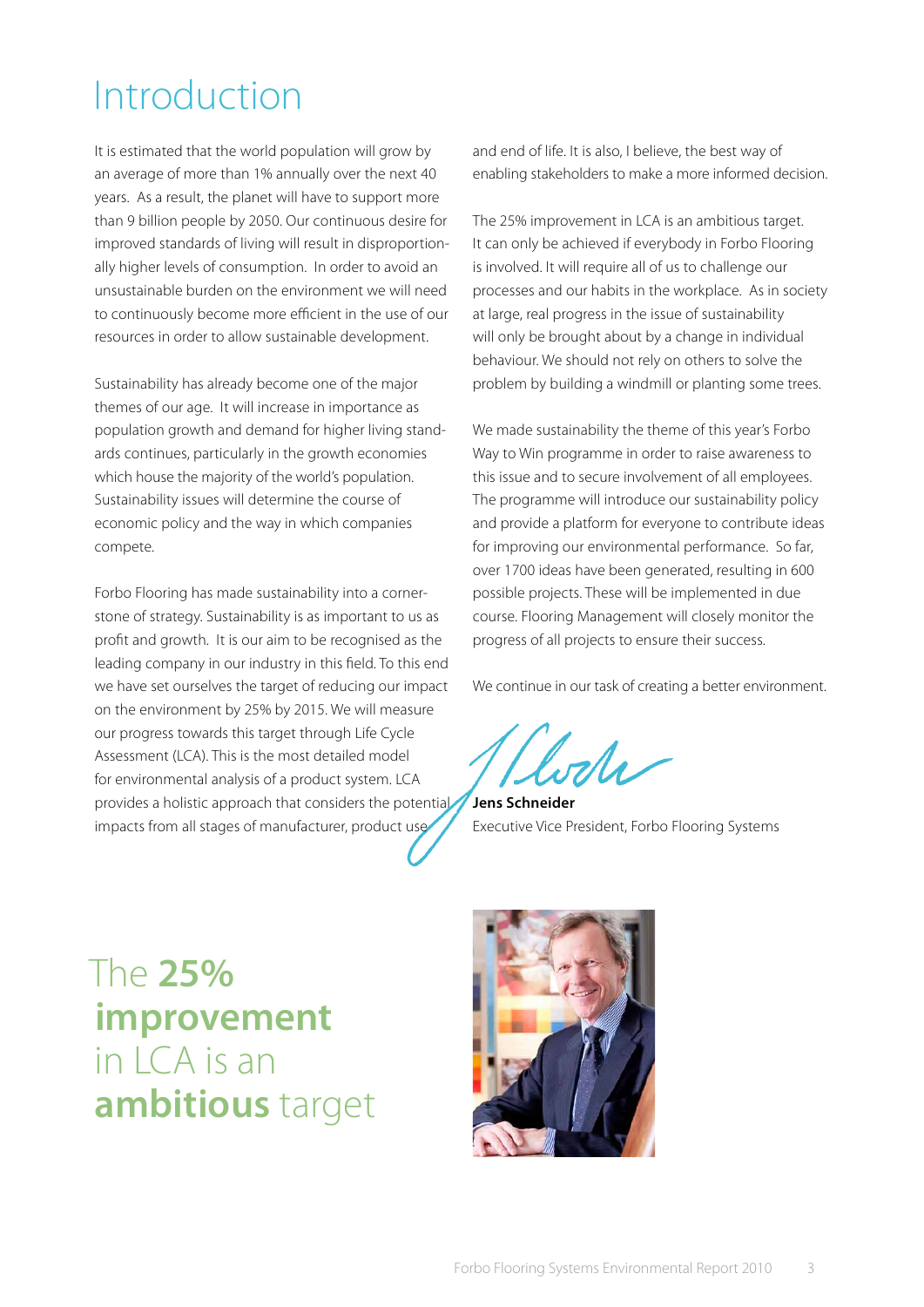# Introduction

It is estimated that the world population will grow by an average of more than 1% annually over the next 40 years. As a result, the planet will have to support more than 9 billion people by 2050. Our continuous desire for improved standards of living will result in disproportionally higher levels of consumption. In order to avoid an unsustainable burden on the environment we will need to continuously become more efficient in the use of our resources in order to allow sustainable development.

Sustainability has already become one of the major themes of our age. It will increase in importance as population growth and demand for higher living standards continues, particularly in the growth economies which house the majority of the world's population. Sustainability issues will determine the course of economic policy and the way in which companies compete.

Forbo Flooring has made sustainability into a cornerstone of strategy. Sustainability is as important to us as profit and growth. It is our aim to be recognised as the leading company in our industry in this field. To this end we have set ourselves the target of reducing our impact on the environment by 25% by 2015. We will measure our progress towards this target through Life Cycle Assessment (LCA). This is the most detailed model for environmental analysis of a product system. LCA provides a holistic approach that considers the potential impacts from all stages of manufacturer, product use and end of life. It is also, I believe, the best way of enabling stakeholders to make a more informed decision.

The 25% improvement in LCA is an ambitious target. It can only be achieved if everybody in Forbo Flooring is involved. It will require all of us to challenge our processes and our habits in the workplace. As in society at large, real progress in the issue of sustainability will only be brought about by a change in individual behaviour. We should not rely on others to solve the problem by building a windmill or planting some trees.

We made sustainability the theme of this year's Forbo Way to Win programme in order to raise awareness to this issue and to secure involvement of all employees. The programme will introduce our sustainability policy and provide a platform for everyone to contribute ideas for improving our environmental performance. So far, over 1700 ideas have been generated, resulting in 600 possible projects. These will be implemented in due course. Flooring Management will closely monitor the progress of all projects to ensure their success.

We continue in our task of creating a better environment.

**Jens Schneider**
Executive Vice President, Forbo Flooring Systems

The **25% improvement** in LCA is an **ambitious** target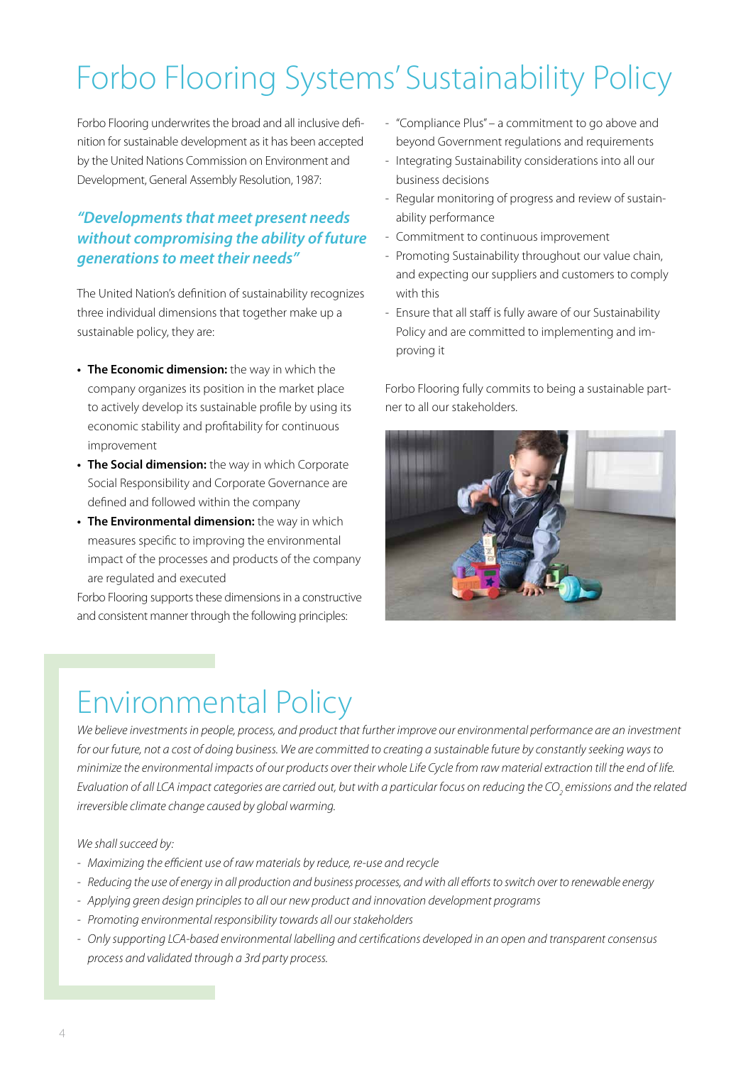# Forbo Flooring Systems' Sustainability Policy

Forbo Flooring underwrites the broad and all inclusive definition for sustainable development as it has been accepted by the United Nations Commission on Environment and Development, General Assembly Resolution, 1987:

***"Developments that meet present needs without compromising the ability of future generations to meet their needs"***

The United Nation's definition of sustainability recognizes three individual dimensions that together make up a sustainable policy, they are:

- **The Economic dimension:** the way in which the company organizes its position in the market place to actively develop its sustainable profile by using its economic stability and profitability for continuous improvement
- **The Social dimension:** the way in which Corporate Social Responsibility and Corporate Governance are defined and followed within the company
- **The Environmental dimension:** the way in which measures specific to improving the environmental impact of the processes and products of the company are regulated and executed

Forbo Flooring supports these dimensions in a constructive and consistent manner through the following principles:

- "Compliance Plus" – a commitment to go above and beyond Government regulations and requirements
- Integrating Sustainability considerations into all our business decisions
- Regular monitoring of progress and review of sustainability performance
- Commitment to continuous improvement
- Promoting Sustainability throughout our value chain, and expecting our suppliers and customers to comply with this
- Ensure that all staff is fully aware of our Sustainability Policy and are committed to implementing and improving it

Forbo Flooring fully commits to being a sustainable partner to all our stakeholders.

# Environmental Policy

*We believe investments in people, process, and product that further improve our environmental performance are an investment for our future, not a cost of doing business. We are committed to creating a sustainable future by constantly seeking ways to minimize the environmental impacts of our products over their whole Life Cycle from raw material extraction till the end of life. Evaluation of all LCA impact categories are carried out, but with a particular focus on reducing the $CO_2$ emissions and the related irreversible climate change caused by global warming.*

*We shall succeed by:*

- *Maximizing the efficient use of raw materials by reduce, re-use and recycle*
- *Reducing the use of energy in all production and business processes, and with all efforts to switch over to renewable energy*
- *Applying green design principles to all our new product and innovation development programs*
- *Promoting environmental responsibility towards all our stakeholders*
- *Only supporting LCA-based environmental labelling and certifications developed in an open and transparent consensus process and validated through a 3rd party process.*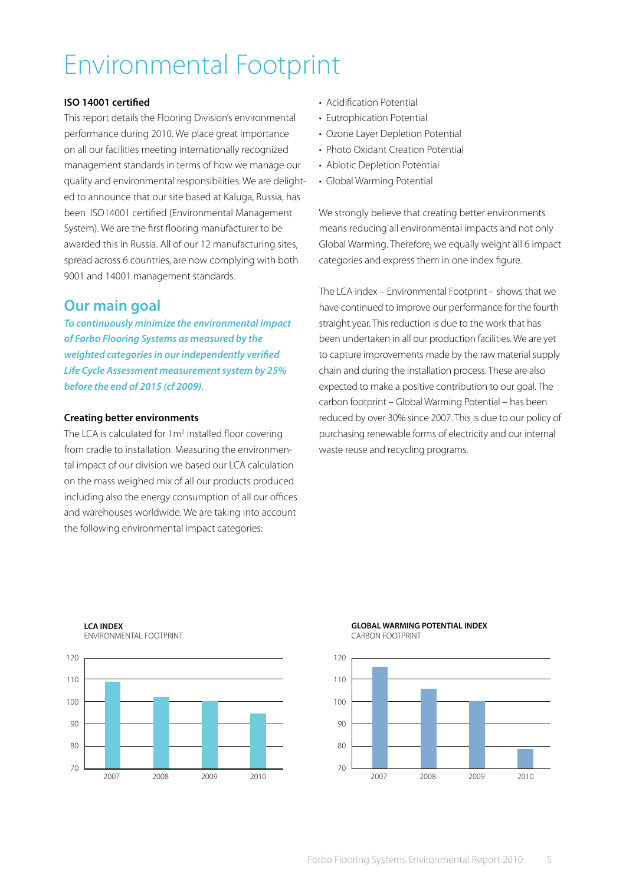# Environmental Footprint

**ISO 14001 certified**

This report details the Flooring Division's environmental performance during 2010. We place great importance on all our facilities meeting internationally recognized management standards in terms of how we manage our quality and environmental responsibilities. We are delighted to announce that our site based at Kaluga, Russia, has been ISO14001 certified (Environmental Management System). We are the first flooring manufacturer to be awarded this in Russia. All of our 12 manufacturing sites, spread across 6 countries, are now complying with both 9001 and 14001 management standards.

## Our main goal

***To continuously minimize the environmental impact of Forbo Flooring Systems as measured by the weighted categories in our independently verified Life Cycle Assessment measurement system by 25% before the end of 2015 (cf 2009).***

**Creating better environments**

The LCA is calculated for 1m² installed floor covering from cradle to installation. Measuring the environmental impact of our division we based our LCA calculation on the mass weighed mix of all our products produced including also the energy consumption of all our offices and warehouses worldwide. We are taking into account the following environmental impact categories:

- Acidification Potential
- Eutrophication Potential
- Ozone Layer Depletion Potential
- Photo Oxidant Creation Potential
- Abiotic Depletion Potential
- Global Warming Potential

We strongly believe that creating better environments means reducing all environmental impacts and not only Global Warming. Therefore, we equally weight all 6 impact categories and express them in one index figure.

The LCA index – Environmental Footprint - shows that we have continued to improve our performance for the fourth straight year. This reduction is due to the work that has been undertaken in all our production facilities. We are yet to capture improvements made by the raw material supply chain and during the installation process. These are also expected to make a positive contribution to our goal. The carbon footprint – Global Warming Potential – has been reduced by over 30% since 2007. This is due to our policy of purchasing renewable forms of electricity and our internal waste reuse and recycling programs.

**LCA INDEX**
ENVIRONMENTAL FOOTPRINT

| Year | Index (approx.) |
|---|---|
| 2007 | 109 |
| 2008 | 102 |
| 2009 | 100 |
| 2010 | 94 |

**GLOBAL WARMING POTENTIAL INDEX**
CARBON FOOTPRINT

| Year | Index (approx.) |
|---|---|
| 2007 | 116 |
| 2008 | 106 |
| 2009 | 100 |
| 2010 | 79 |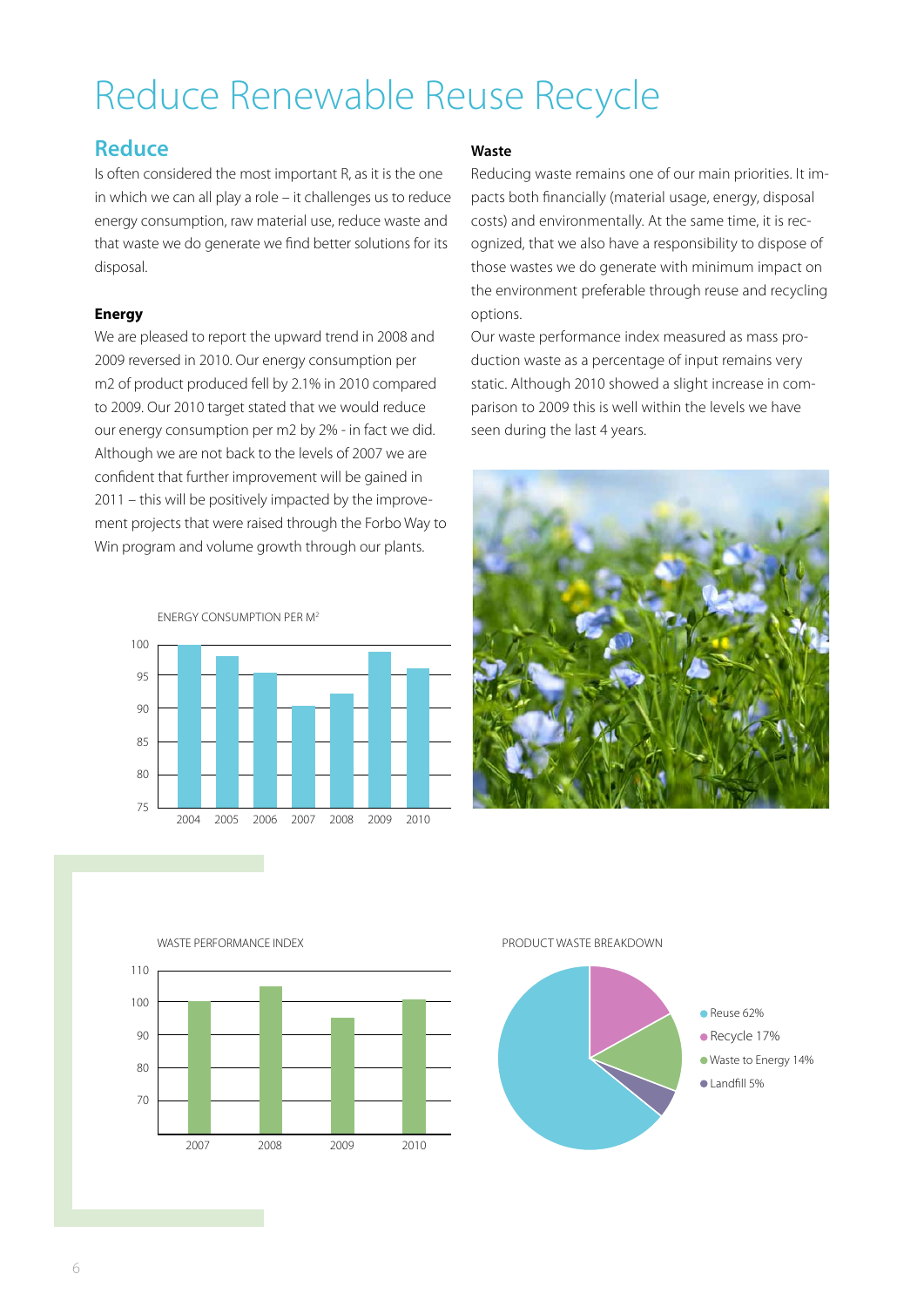# Reduce Renewable Reuse Recycle

## Reduce

Is often considered the most important R, as it is the one in which we can all play a role – it challenges us to reduce energy consumption, raw material use, reduce waste and that waste we do generate we find better solutions for its disposal.

### Energy

We are pleased to report the upward trend in 2008 and 2009 reversed in 2010. Our energy consumption per m2 of product produced fell by 2.1% in 2010 compared to 2009. Our 2010 target stated that we would reduce our energy consumption per m2 by 2% - in fact we did. Although we are not back to the levels of 2007 we are confident that further improvement will be gained in 2011 – this will be positively impacted by the improvement projects that were raised through the Forbo Way to Win program and volume growth through our plants.

ENERGY CONSUMPTION PER M$^2$

### Waste

Reducing waste remains one of our main priorities. It impacts both financially (material usage, energy, disposal costs) and environmentally. At the same time, it is recognized, that we also have a responsibility to dispose of those wastes we do generate with minimum impact on the environment preferable through reuse and recycling options.

Our waste performance index measured as mass production waste as a percentage of input remains very static. Although 2010 showed a slight increase in comparison to 2009 this is well within the levels we have seen during the last 4 years.

WASTE PERFORMANCE INDEX

PRODUCT WASTE BREAKDOWN

- Reuse 62%
- Recycle 17%
- Waste to Energy 14%
- Landfill 5%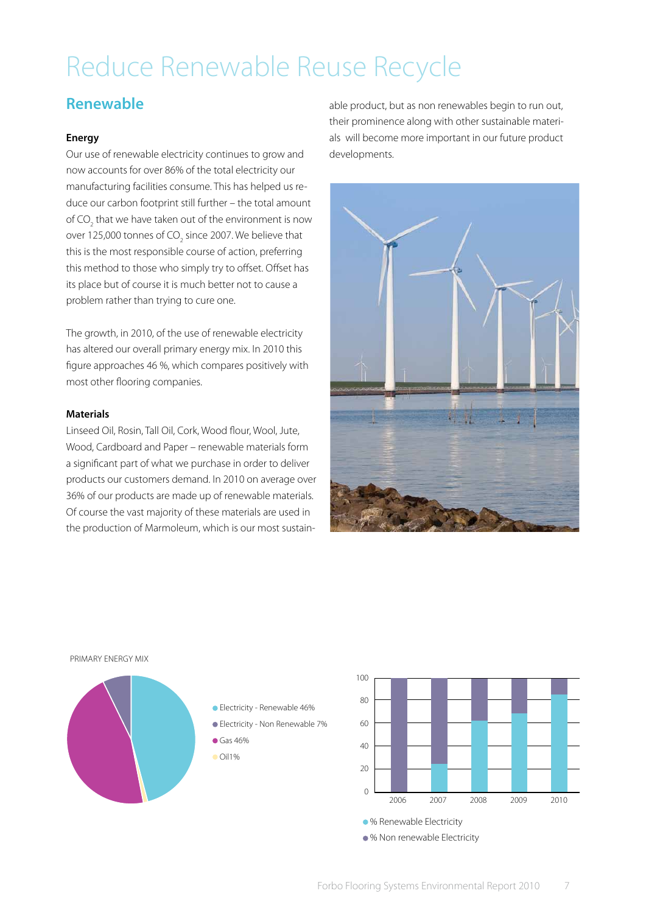# Reduce Renewable Reuse Recycle

## Renewable

**Energy**

Our use of renewable electricity continues to grow and now accounts for over 86% of the total electricity our manufacturing facilities consume. This has helped us reduce our carbon footprint still further – the total amount of $CO_2$ that we have taken out of the environment is now over 125,000 tonnes of $CO_2$ since 2007. We believe that this is the most responsible course of action, preferring this method to those who simply try to offset. Offset has its place but of course it is much better not to cause a problem rather than trying to cure one.

The growth, in 2010, of the use of renewable electricity has altered our overall primary energy mix. In 2010 this figure approaches 46 %, which compares positively with most other flooring companies.

**Materials**

Linseed Oil, Rosin, Tall Oil, Cork, Wood flour, Wool, Jute, Wood, Cardboard and Paper – renewable materials form a significant part of what we purchase in order to deliver products our customers demand. In 2010 on average over 36% of our products are made up of renewable materials. Of course the vast majority of these materials are used in the production of Marmoleum, which is our most sustainable product, but as non renewables begin to run out, their prominence along with other sustainable materials will become more important in our future product developments.

PRIMARY ENERGY MIX

- Electricity - Renewable 46%
- Electricity - Non Renewable 7%
- Gas 46%
- Oil 1%

- % Renewable Electricity
- % Non renewable Electricity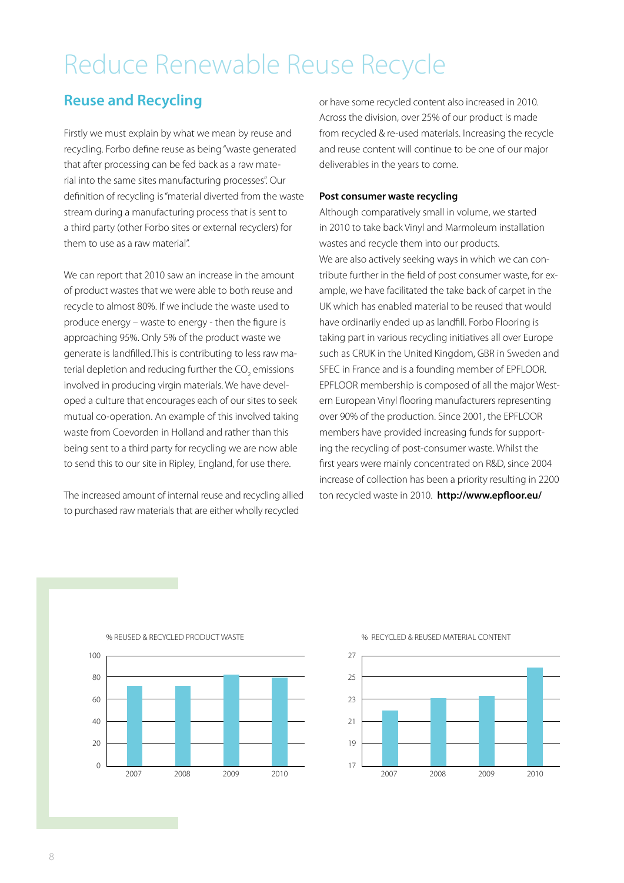# Reduce Renewable Reuse Recycle

## Reuse and Recycling

Firstly we must explain by what we mean by reuse and recycling. Forbo define reuse as being "waste generated that after processing can be fed back as a raw material into the same sites manufacturing processes". Our definition of recycling is "material diverted from the waste stream during a manufacturing process that is sent to a third party (other Forbo sites or external recyclers) for them to use as a raw material".

We can report that 2010 saw an increase in the amount of product wastes that we were able to both reuse and recycle to almost 80%. If we include the waste used to produce energy – waste to energy - then the figure is approaching 95%. Only 5% of the product waste we generate is landfilled.This is contributing to less raw material depletion and reducing further the $CO_2$ emissions involved in producing virgin materials. We have developed a culture that encourages each of our sites to seek mutual co-operation. An example of this involved taking waste from Coevorden in Holland and rather than this being sent to a third party for recycling we are now able to send this to our site in Ripley, England, for use there.

The increased amount of internal reuse and recycling allied to purchased raw materials that are either wholly recycled or have some recycled content also increased in 2010. Across the division, over 25% of our product is made from recycled & re-used materials. Increasing the recycle and reuse content will continue to be one of our major deliverables in the years to come.

**Post consumer waste recycling**

Although comparatively small in volume, we started in 2010 to take back Vinyl and Marmoleum installation wastes and recycle them into our products.
We are also actively seeking ways in which we can contribute further in the field of post consumer waste, for example, we have facilitated the take back of carpet in the UK which has enabled material to be reused that would have ordinarily ended up as landfill. Forbo Flooring is taking part in various recycling initiatives all over Europe such as CRUK in the United Kingdom, GBR in Sweden and SFEC in France and is a founding member of EPFLOOR. EPFLOOR membership is composed of all the major Western European Vinyl flooring manufacturers representing over 90% of the production. Since 2001, the EPFLOOR members have provided increasing funds for supporting the recycling of post-consumer waste. Whilst the first years were mainly concentrated on R&D, since 2004 increase of collection has been a priority resulting in 2200 ton recycled waste in 2010. **http://www.epfloor.eu/**

% REUSED & RECYCLED PRODUCT WASTE

% RECYCLED & REUSED MATERIAL CONTENT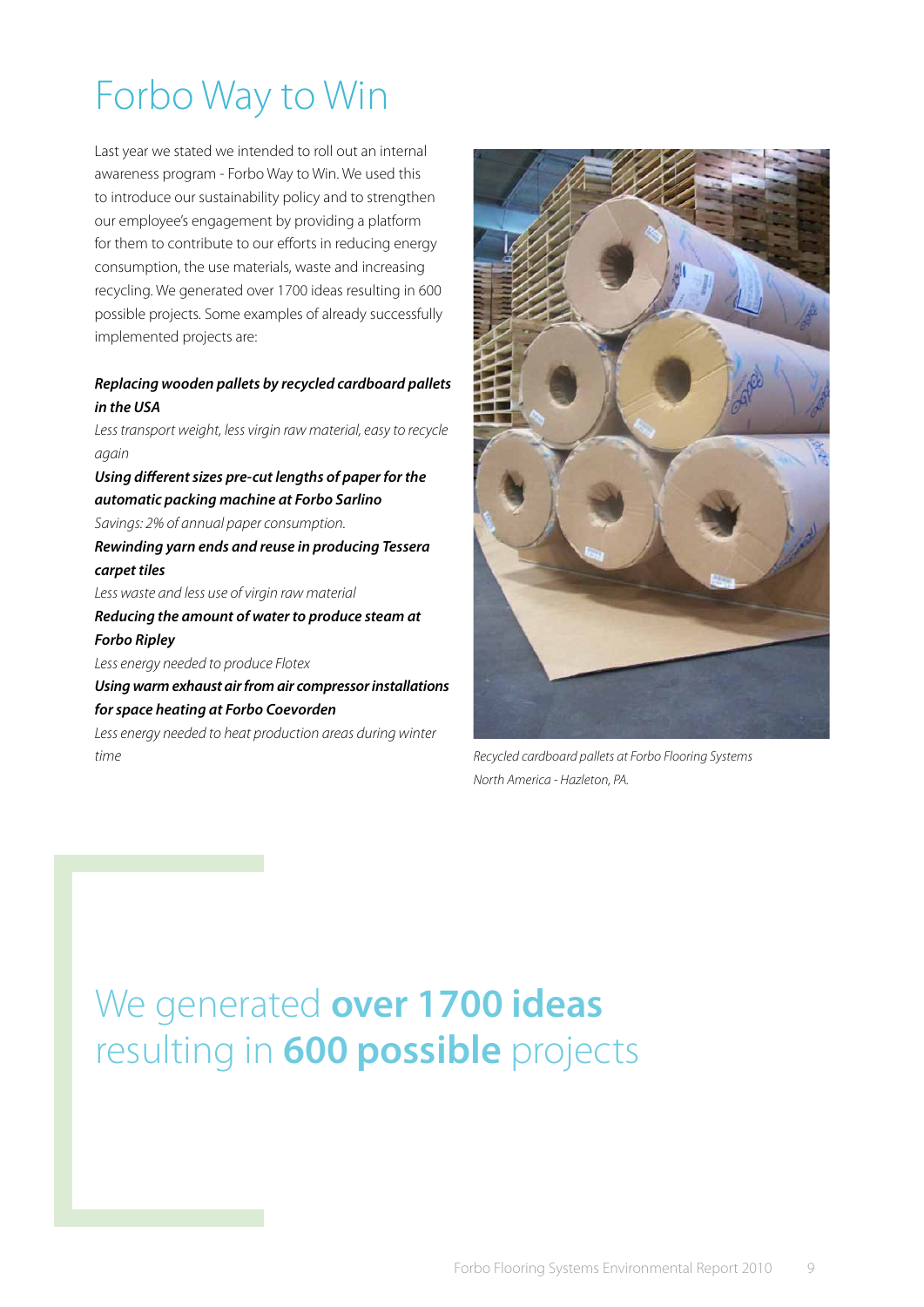# Forbo Way to Win

Last year we stated we intended to roll out an internal awareness program - Forbo Way to Win. We used this to introduce our sustainability policy and to strengthen our employee's engagement by providing a platform for them to contribute to our efforts in reducing energy consumption, the use materials, waste and increasing recycling. We generated over 1700 ideas resulting in 600 possible projects. Some examples of already successfully implemented projects are:

***Replacing wooden pallets by recycled cardboard pallets in the USA***

*Less transport weight, less virgin raw material, easy to recycle again*

***Using different sizes pre-cut lengths of paper for the automatic packing machine at Forbo Sarlino***

*Savings: 2% of annual paper consumption.*

***Rewinding yarn ends and reuse in producing Tessera carpet tiles***

*Less waste and less use of virgin raw material*

***Reducing the amount of water to produce steam at Forbo Ripley***

*Less energy needed to produce Flotex*

***Using warm exhaust air from air compressor installations for space heating at Forbo Coevorden***

*Less energy needed to heat production areas during winter time*

*Recycled cardboard pallets at Forbo Flooring Systems North America - Hazleton, PA.*

## We generated **over 1700 ideas** resulting in **600 possible** projects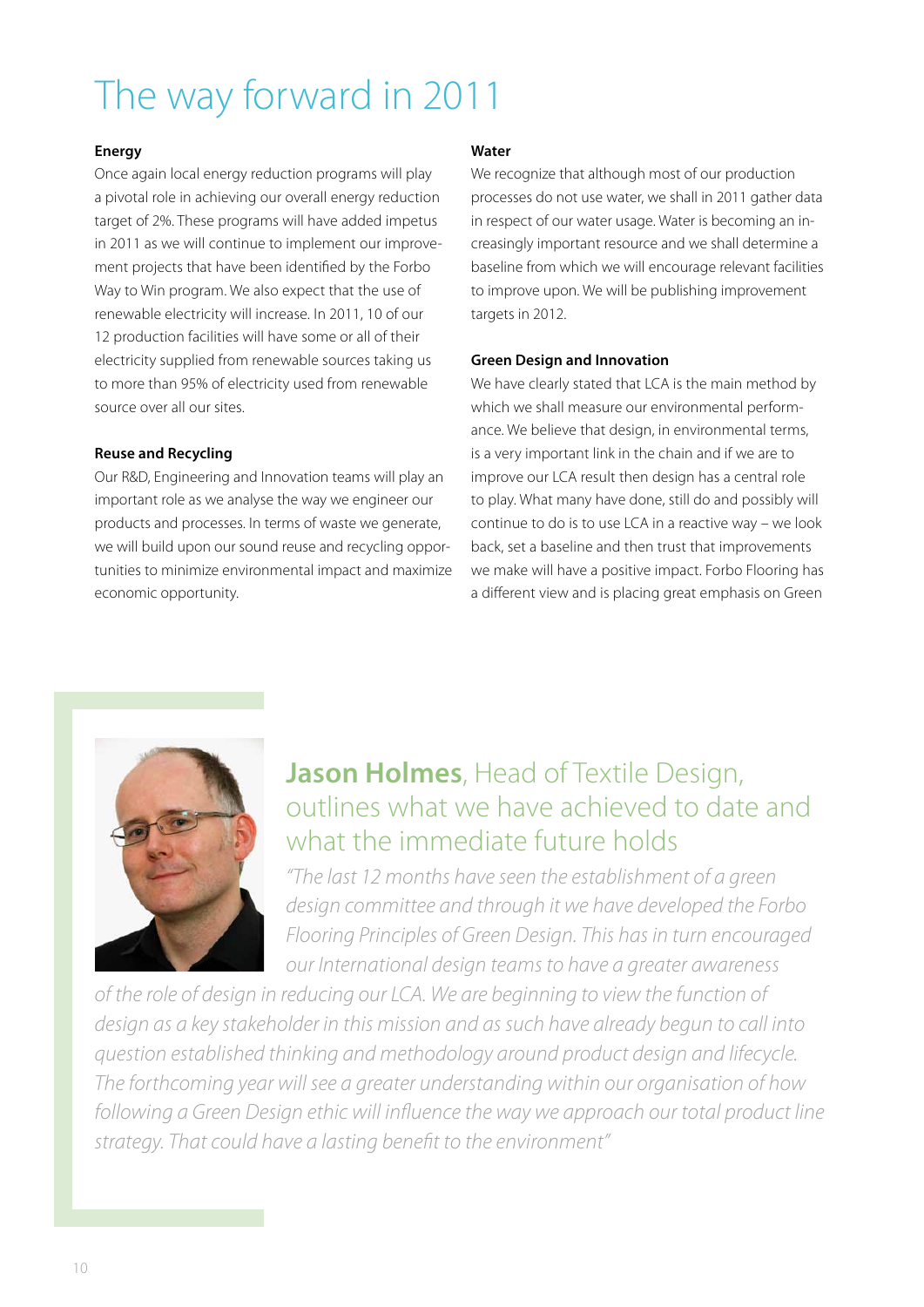# The way forward in 2011

### Energy

Once again local energy reduction programs will play a pivotal role in achieving our overall energy reduction target of 2%. These programs will have added impetus in 2011 as we will continue to implement our improvement projects that have been identified by the Forbo Way to Win program. We also expect that the use of renewable electricity will increase. In 2011, 10 of our 12 production facilities will have some or all of their electricity supplied from renewable sources taking us to more than 95% of electricity used from renewable source over all our sites.

### Reuse and Recycling

Our R&D, Engineering and Innovation teams will play an important role as we analyse the way we engineer our products and processes. In terms of waste we generate, we will build upon our sound reuse and recycling opportunities to minimize environmental impact and maximize economic opportunity.

### Water

We recognize that although most of our production processes do not use water, we shall in 2011 gather data in respect of our water usage. Water is becoming an increasingly important resource and we shall determine a baseline from which we will encourage relevant facilities to improve upon. We will be publishing improvement targets in 2012.

### Green Design and Innovation

We have clearly stated that LCA is the main method by which we shall measure our environmental performance. We believe that design, in environmental terms, is a very important link in the chain and if we are to improve our LCA result then design has a central role to play. What many have done, still do and possibly will continue to do is to use LCA in a reactive way – we look back, set a baseline and then trust that improvements we make will have a positive impact. Forbo Flooring has a different view and is placing great emphasis on Green

## **Jason Holmes**, Head of Textile Design, outlines what we have achieved to date and what the immediate future holds

*"The last 12 months have seen the establishment of a green design committee and through it we have developed the Forbo Flooring Principles of Green Design. This has in turn encouraged our International design teams to have a greater awareness of the role of design in reducing our LCA. We are beginning to view the function of design as a key stakeholder in this mission and as such have already begun to call into question established thinking and methodology around product design and lifecycle. The forthcoming year will see a greater understanding within our organisation of how following a Green Design ethic will influence the way we approach our total product line strategy. That could have a lasting benefit to the environment"*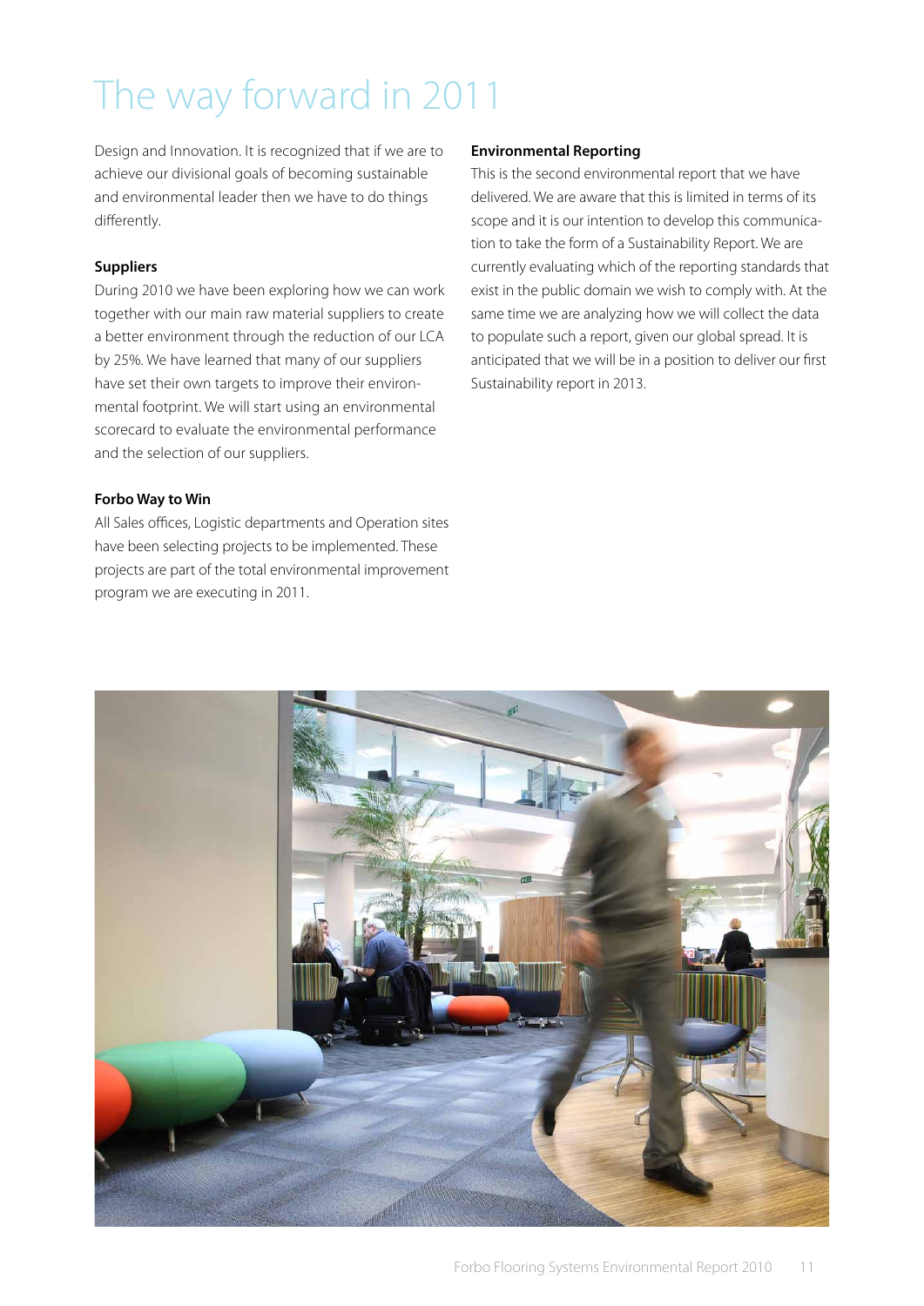# The way forward in 2011

Design and Innovation. It is recognized that if we are to achieve our divisional goals of becoming sustainable and environmental leader then we have to do things differently.

**Suppliers**

During 2010 we have been exploring how we can work together with our main raw material suppliers to create a better environment through the reduction of our LCA by 25%. We have learned that many of our suppliers have set their own targets to improve their environmental footprint. We will start using an environmental scorecard to evaluate the environmental performance and the selection of our suppliers.

**Forbo Way to Win**

All Sales offices, Logistic departments and Operation sites have been selecting projects to be implemented. These projects are part of the total environmental improvement program we are executing in 2011.

**Environmental Reporting**

This is the second environmental report that we have delivered. We are aware that this is limited in terms of its scope and it is our intention to develop this communication to take the form of a Sustainability Report. We are currently evaluating which of the reporting standards that exist in the public domain we wish to comply with. At the same time we are analyzing how we will collect the data to populate such a report, given our global spread. It is anticipated that we will be in a position to deliver our first Sustainability report in 2013.